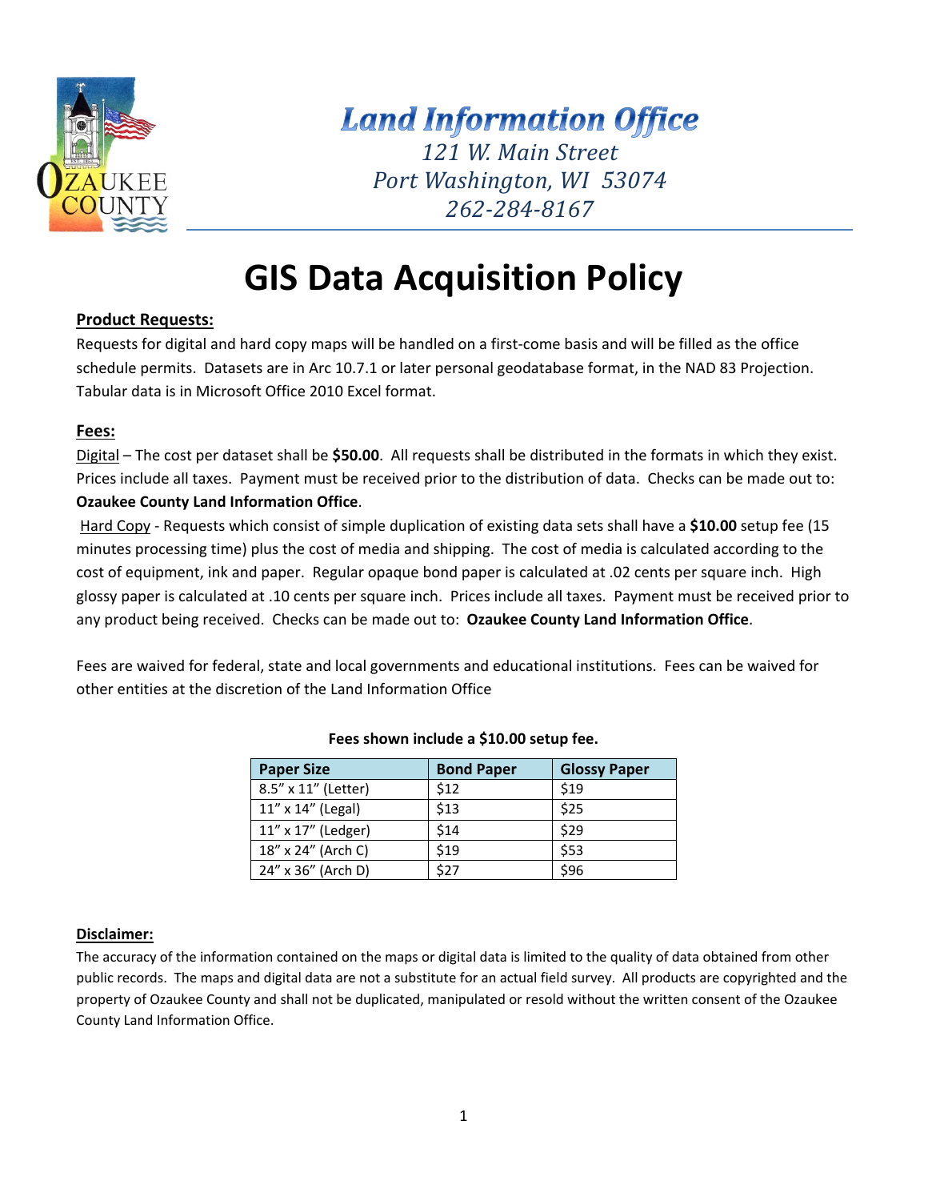# Land Information Office

*121 W. Main Street*
*Port Washington, WI 53074*
*262-284-8167*

# GIS Data Acquisition Policy

**Product Requests:**

Requests for digital and hard copy maps will be handled on a first-come basis and will be filled as the office schedule permits. Datasets are in Arc 10.7.1 or later personal geodatabase format, in the NAD 83 Projection. Tabular data is in Microsoft Office 2010 Excel format.

**Fees:**

Digital – The cost per dataset shall be **$50.00**. All requests shall be distributed in the formats in which they exist. Prices include all taxes. Payment must be received prior to the distribution of data. Checks can be made out to: **Ozaukee County Land Information Office**.

Hard Copy - Requests which consist of simple duplication of existing data sets shall have a **$10.00** setup fee (15 minutes processing time) plus the cost of media and shipping. The cost of media is calculated according to the cost of equipment, ink and paper. Regular opaque bond paper is calculated at .02 cents per square inch. High glossy paper is calculated at .10 cents per square inch. Prices include all taxes. Payment must be received prior to any product being received. Checks can be made out to: **Ozaukee County Land Information Office**.

Fees are waived for federal, state and local governments and educational institutions. Fees can be waived for other entities at the discretion of the Land Information Office

**Fees shown include a $10.00 setup fee.**

| Paper Size | Bond Paper | Glossy Paper |
|---|---|---|
| 8.5" x 11" (Letter) | $12 | $19 |
| 11" x 14" (Legal) | $13 | $25 |
| 11" x 17" (Ledger) | $14 | $29 |
| 18" x 24" (Arch C) | $19 | $53 |
| 24" x 36" (Arch D) | $27 | $96 |

**Disclaimer:**

The accuracy of the information contained on the maps or digital data is limited to the quality of data obtained from other public records. The maps and digital data are not a substitute for an actual field survey. All products are copyrighted and the property of Ozaukee County and shall not be duplicated, manipulated or resold without the written consent of the Ozaukee County Land Information Office.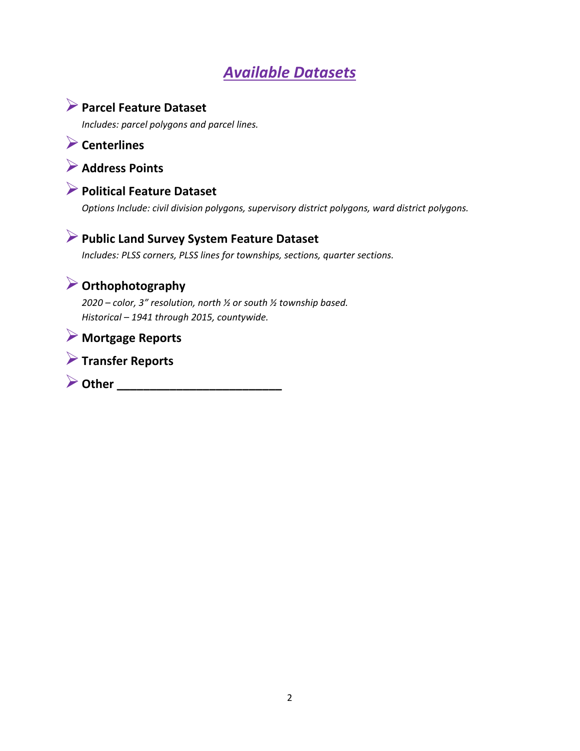# ***Available Datasets***

- **Parcel Feature Dataset**

  *Includes: parcel polygons and parcel lines.*

- **Centerlines**

- **Address Points**

- **Political Feature Dataset**

  *Options Include: civil division polygons, supervisory district polygons, ward district polygons.*

- **Public Land Survey System Feature Dataset**

  *Includes: PLSS corners, PLSS lines for townships, sections, quarter sections.*

- **Orthophotography**

  *2020 – color, 3" resolution, north ½ or south ½ township based.*
  *Historical – 1941 through 2015, countywide.*

- **Mortgage Reports**

- **Transfer Reports**

- **Other ________________________**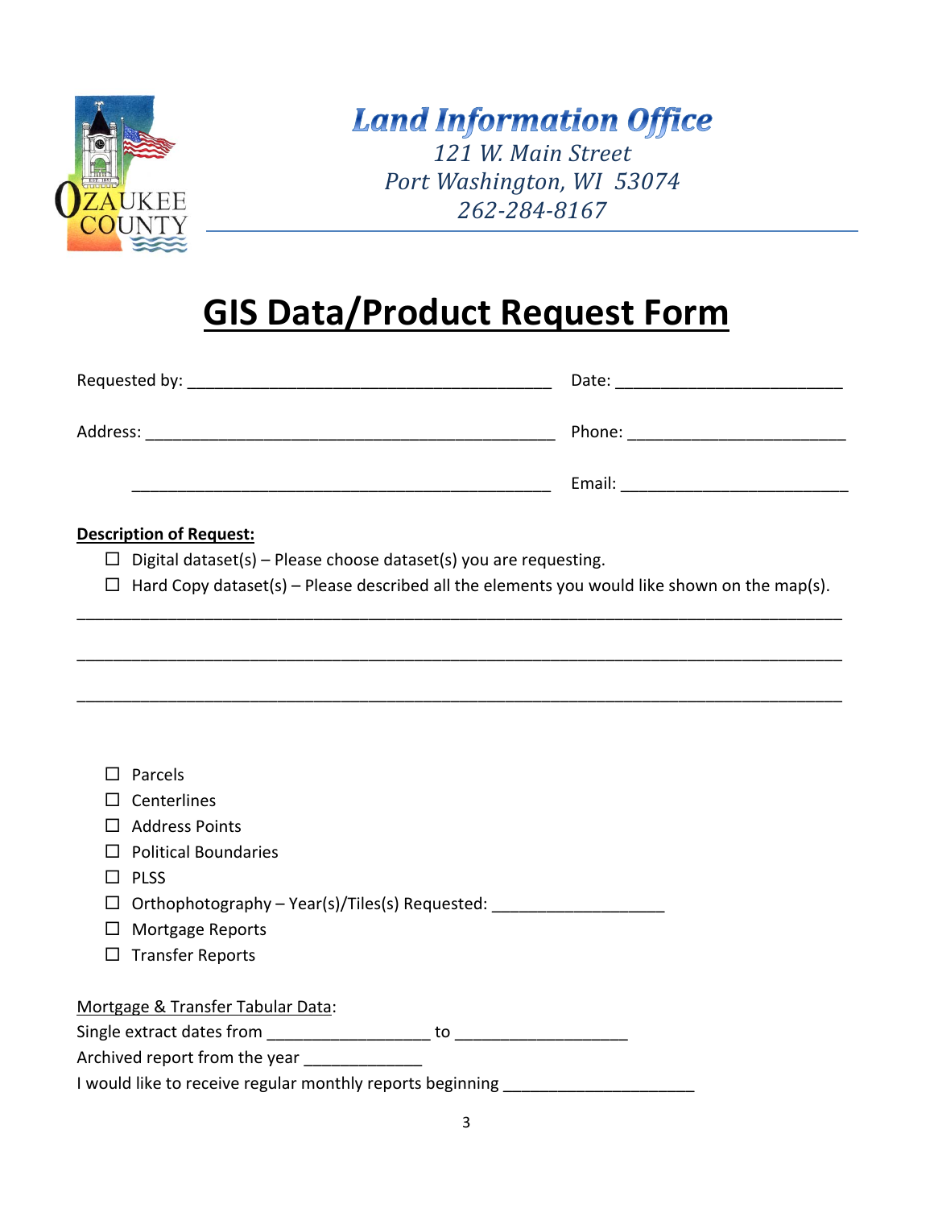# Land Information Office

*121 W. Main Street*
*Port Washington, WI 53074*
*262-284-8167*

## GIS Data/Product Request Form

Requested by: ________________________________________ Date: ________________________

Address: ____________________________________________ Phone: _______________________

____________________________________________ Email: ________________________

**Description of Request:**

- ☐ Digital dataset(s) – Please choose dataset(s) you are requesting.
- ☐ Hard Copy dataset(s) – Please described all the elements you would like shown on the map(s).

____________________________________________________________________________________

____________________________________________________________________________________

____________________________________________________________________________________

- ☐ Parcels
- ☐ Centerlines
- ☐ Address Points
- ☐ Political Boundaries
- ☐ PLSS
- ☐ Orthophotography – Year(s)/Tiles(s) Requested: ___________________
- ☐ Mortgage Reports
- ☐ Transfer Reports

Mortgage & Transfer Tabular Data:

Single extract dates from _________________ to __________________

Archived report from the year _____________

I would like to receive regular monthly reports beginning ____________________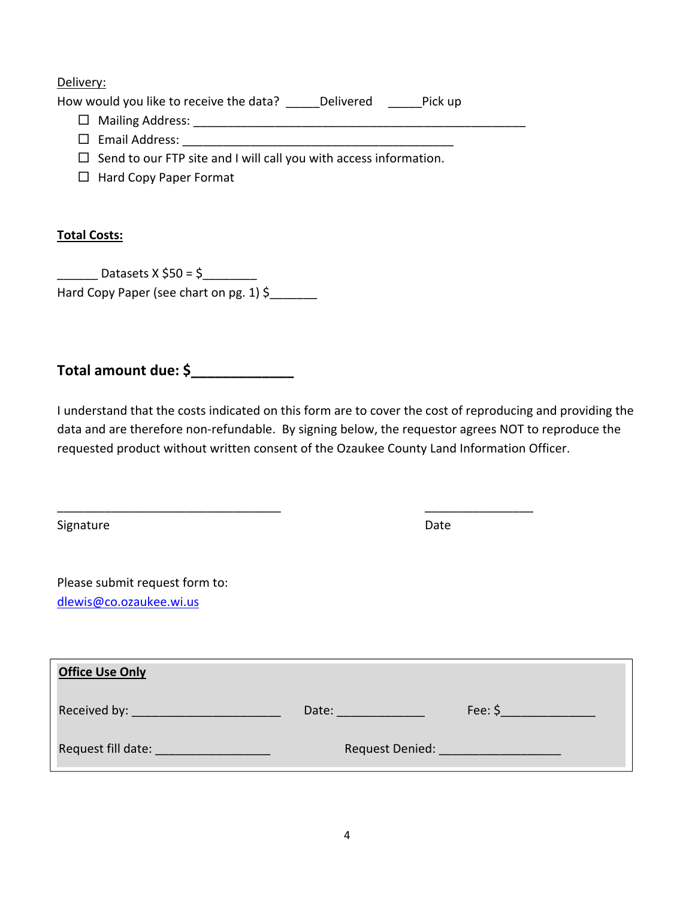Delivery:

How would you like to receive the data? _____Delivered _____Pick up

- ☐ Mailing Address: ___________________________________________________
- ☐ Email Address: _________________________________________
- ☐ Send to our FTP site and I will call you with access information.
- ☐ Hard Copy Paper Format

**Total Costs:**

______ Datasets X $50 = $________

Hard Copy Paper (see chart on pg. 1) $_______

**Total amount due: $_____________**

I understand that the costs indicated on this form are to cover the cost of reproducing and providing the data and are therefore non-refundable. By signing below, the requestor agrees NOT to reproduce the requested product without written consent of the Ozaukee County Land Information Officer.

__________________________________ ________________

Signature Date

Please submit request form to:
dlewis@co.ozaukee.wi.us

**Office Use Only**

Received by: ______________________ Date: _____________ Fee: $______________

Request fill date: _________________ Request Denied: __________________